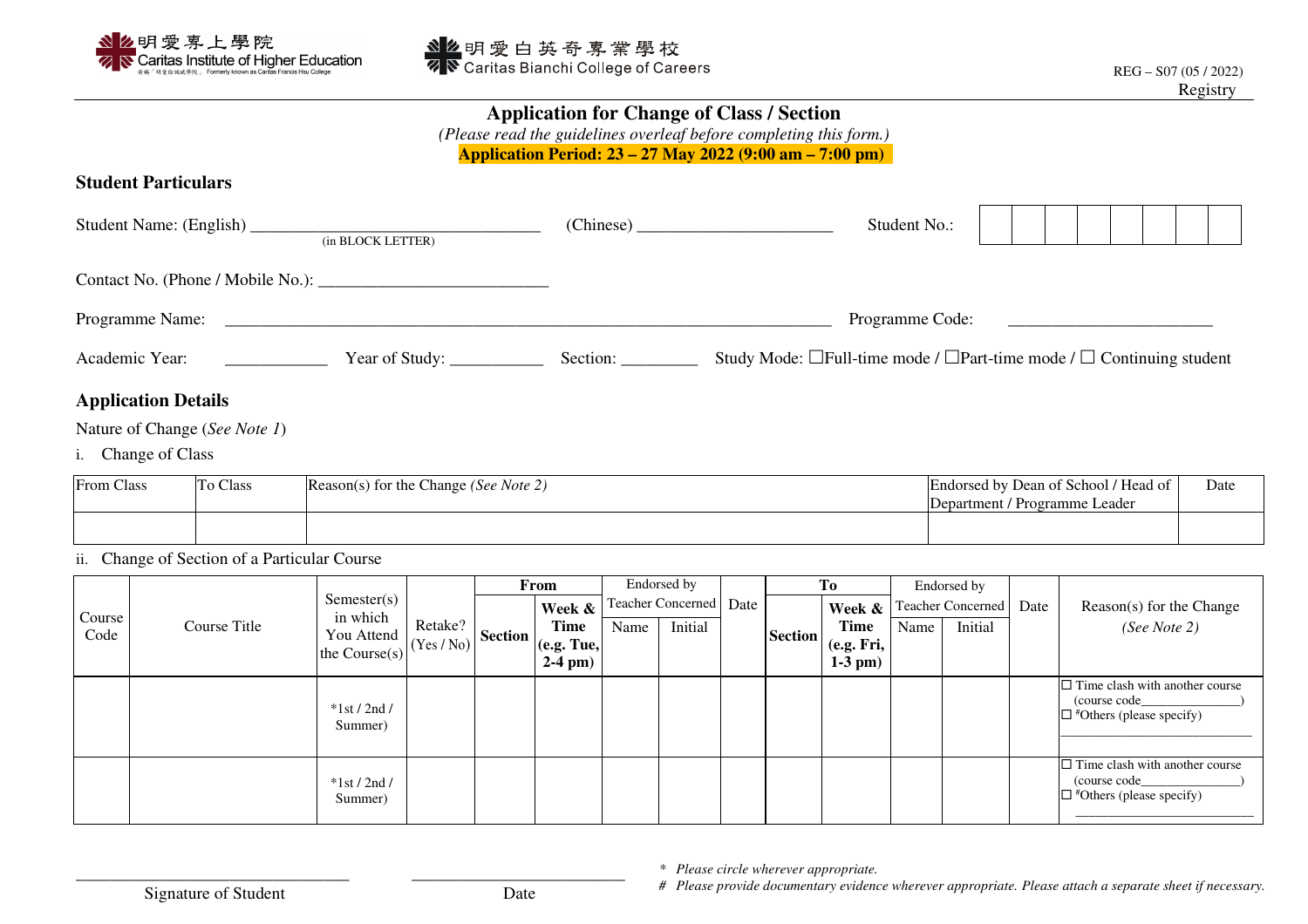明愛專上學院
Caritas Institute of Higher Education
前稱「明愛徐誠斌學院」 Formerly known as Caritas Francis Hsu College

明愛白英奇專業學校
Caritas Bianchi College of Careers

REG – S07 (05 / 2022)
Registry

# Application for Change of Class / Section

*(Please read the guidelines overleaf before completing this form.)*

**Application Period: 23 – 27 May 2022 (9:00 am – 7:00 pm)**

## Student Particulars

Student Name: (English) ________________________________ (in BLOCK LETTER) (Chinese) ______________________ Student No.: | | | | | | | | |

Contact No. (Phone / Mobile No.): __________________________

Programme Name: ______________________________________________________________________ Programme Code: _______________________

Academic Year: ___________ Year of Study: ___________ Section: _________ Study Mode: ☐Full-time mode / ☐Part-time mode / ☐ Continuing student

## Application Details

Nature of Change (*See Note 1*)

i. Change of Class

| From Class | To Class | Reason(s) for the Change *(See Note 2)* | Endorsed by Dean of School / Head of Department / Programme Leader | Date |
|---|---|---|---|---|
| | | | | |

ii. Change of Section of a Particular Course

| Course Code | Course Title | Semester(s) in which You Attend the Course(s) | Retake? (Yes / No) | **From** | | Endorsed by Teacher Concerned | | Date | **To** | | Endorsed by Teacher Concerned | | Date | Reason(s) for the Change *(See Note 2)* |
|---|---|---|---|---|---|---|---|---|---|---|---|---|---|---|
| | | | | **Section** | **Week & Time (e.g. Tue, 2-4 pm)** | Name | Initial | | **Section** | **Week & Time (e.g. Fri, 1-3 pm)** | Name | Initial | | |
| | | *1st / 2nd / Summer) | | | | | | | | | | | | ☐ Time clash with another course (course code______________) ☐ #Others (please specify) ________________________ |
| | | *1st / 2nd / Summer) | | | | | | | | | | | | ☐ Time clash with another course (course code______________) ☐ #Others (please specify) ________________________ |

________________________________ Signature of Student

__________________________ Date

\* *Please circle wherever appropriate.*

\# *Please provide documentary evidence wherever appropriate. Please attach a separate sheet if necessary.*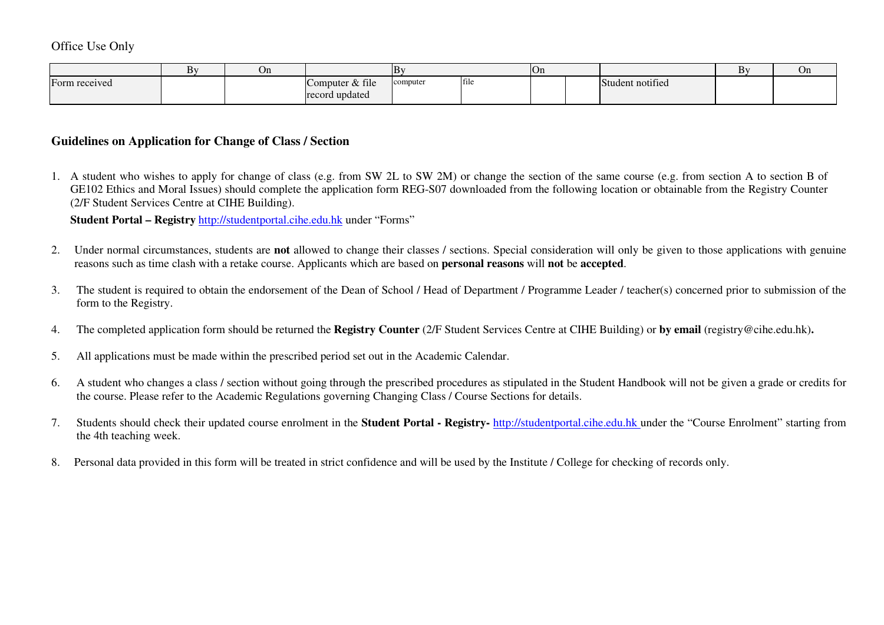Office Use Only

| | By | On | | By | | On | | | By | On |
|---|---|---|---|---|---|---|---|---|---|---|
| Form received | | | Computer & file record updated | computer | file | | | Student notified | | |

**Guidelines on Application for Change of Class / Section**

1. A student who wishes to apply for change of class (e.g. from SW 2L to SW 2M) or change the section of the same course (e.g. from section A to section B of GE102 Ethics and Moral Issues) should complete the application form REG-S07 downloaded from the following location or obtainable from the Registry Counter (2/F Student Services Centre at CIHE Building).

   **Student Portal – Registry** http://studentportal.cihe.edu.hk under "Forms"

2. Under normal circumstances, students are **not** allowed to change their classes / sections. Special consideration will only be given to those applications with genuine reasons such as time clash with a retake course. Applicants which are based on **personal reasons** will **not** be **accepted**.

3. The student is required to obtain the endorsement of the Dean of School / Head of Department / Programme Leader / teacher(s) concerned prior to submission of the form to the Registry.

4. The completed application form should be returned the **Registry Counter** (2/F Student Services Centre at CIHE Building) or **by email** (registry@cihe.edu.hk)**.**

5. All applications must be made within the prescribed period set out in the Academic Calendar.

6. A student who changes a class / section without going through the prescribed procedures as stipulated in the Student Handbook will not be given a grade or credits for the course. Please refer to the Academic Regulations governing Changing Class / Course Sections for details.

7. Students should check their updated course enrolment in the **Student Portal - Registry-** http://studentportal.cihe.edu.hk under the "Course Enrolment" starting from the 4th teaching week.

8. Personal data provided in this form will be treated in strict confidence and will be used by the Institute / College for checking of records only.